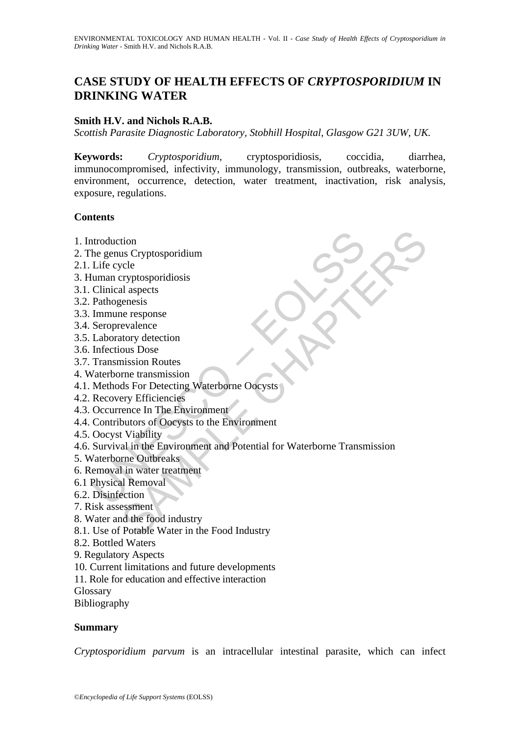# CASE STUDY OF HEALTH EFFECTS OF *CRYPTOSPORIDIUM* IN DRINKING WATER

**Smith H.V. and Nichols R.A.B.**

*Scottish Parasite Diagnostic Laboratory, Stobhill Hospital, Glasgow G21 3UW, UK.*

**Keywords:** *Cryptosporidium*, cryptosporidiosis, coccidia, diarrhea, immunocompromised, infectivity, immunology, transmission, outbreaks, waterborne, environment, occurrence, detection, water treatment, inactivation, risk analysis, exposure, regulations.

**Contents**

1. Introduction
2. The genus Cryptosporidium
2.1. Life cycle
3. Human cryptosporidiosis
3.1. Clinical aspects
3.2. Pathogenesis
3.3. Immune response
3.4. Seroprevalence
3.5. Laboratory detection
3.6. Infectious Dose
3.7. Transmission Routes
4. Waterborne transmission
4.1. Methods For Detecting Waterborne Oocysts
4.2. Recovery Efficiencies
4.3. Occurrence In The Environment
4.4. Contributors of Oocysts to the Environment
4.5. Oocyst Viability
4.6. Survival in the Environment and Potential for Waterborne Transmission
5. Waterborne Outbreaks
6. Removal in water treatment
6.1 Physical Removal
6.2. Disinfection
7. Risk assessment
8. Water and the food industry
8.1. Use of Potable Water in the Food Industry
8.2. Bottled Waters
9. Regulatory Aspects
10. Current limitations and future developments
11. Role for education and effective interaction

Glossary

Bibliography

**Summary**

*Cryptosporidium parvum* is an intracellular intestinal parasite, which can infect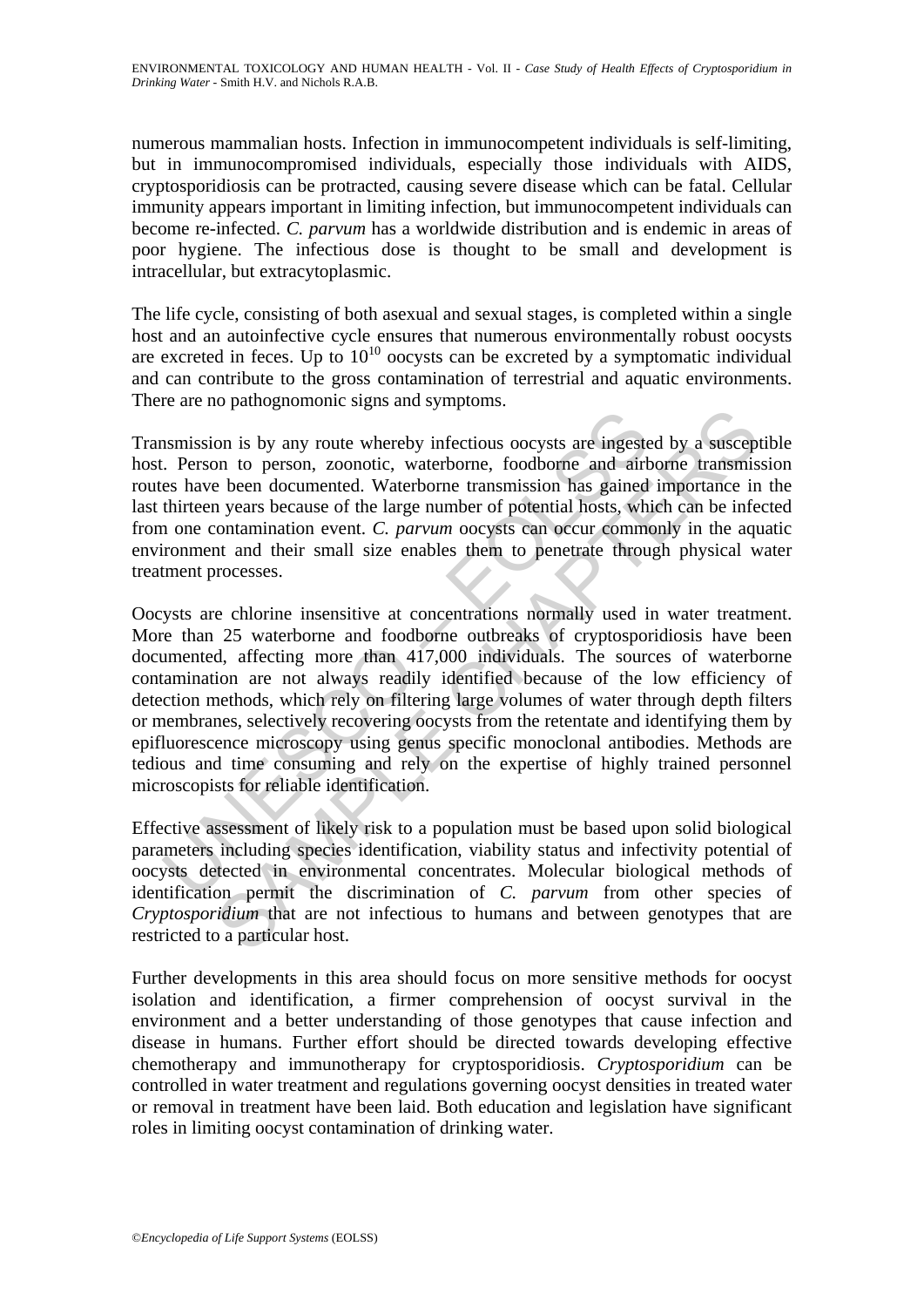numerous mammalian hosts. Infection in immunocompetent individuals is self-limiting, but in immunocompromised individuals, especially those individuals with AIDS, cryptosporidiosis can be protracted, causing severe disease which can be fatal. Cellular immunity appears important in limiting infection, but immunocompetent individuals can become re-infected. *C. parvum* has a worldwide distribution and is endemic in areas of poor hygiene. The infectious dose is thought to be small and development is intracellular, but extracytoplasmic.

The life cycle, consisting of both asexual and sexual stages, is completed within a single host and an autoinfective cycle ensures that numerous environmentally robust oocysts are excreted in feces. Up to $10^{10}$ oocysts can be excreted by a symptomatic individual and can contribute to the gross contamination of terrestrial and aquatic environments. There are no pathognomonic signs and symptoms.

Transmission is by any route whereby infectious oocysts are ingested by a susceptible host. Person to person, zoonotic, waterborne, foodborne and airborne transmission routes have been documented. Waterborne transmission has gained importance in the last thirteen years because of the large number of potential hosts, which can be infected from one contamination event. *C. parvum* oocysts can occur commonly in the aquatic environment and their small size enables them to penetrate through physical water treatment processes.

Oocysts are chlorine insensitive at concentrations normally used in water treatment. More than 25 waterborne and foodborne outbreaks of cryptosporidiosis have been documented, affecting more than 417,000 individuals. The sources of waterborne contamination are not always readily identified because of the low efficiency of detection methods, which rely on filtering large volumes of water through depth filters or membranes, selectively recovering oocysts from the retentate and identifying them by epifluorescence microscopy using genus specific monoclonal antibodies. Methods are tedious and time consuming and rely on the expertise of highly trained personnel microscopists for reliable identification.

Effective assessment of likely risk to a population must be based upon solid biological parameters including species identification, viability status and infectivity potential of oocysts detected in environmental concentrates. Molecular biological methods of identification permit the discrimination of *C. parvum* from other species of *Cryptosporidium* that are not infectious to humans and between genotypes that are restricted to a particular host.

Further developments in this area should focus on more sensitive methods for oocyst isolation and identification, a firmer comprehension of oocyst survival in the environment and a better understanding of those genotypes that cause infection and disease in humans. Further effort should be directed towards developing effective chemotherapy and immunotherapy for cryptosporidiosis. *Cryptosporidium* can be controlled in water treatment and regulations governing oocyst densities in treated water or removal in treatment have been laid. Both education and legislation have significant roles in limiting oocyst contamination of drinking water.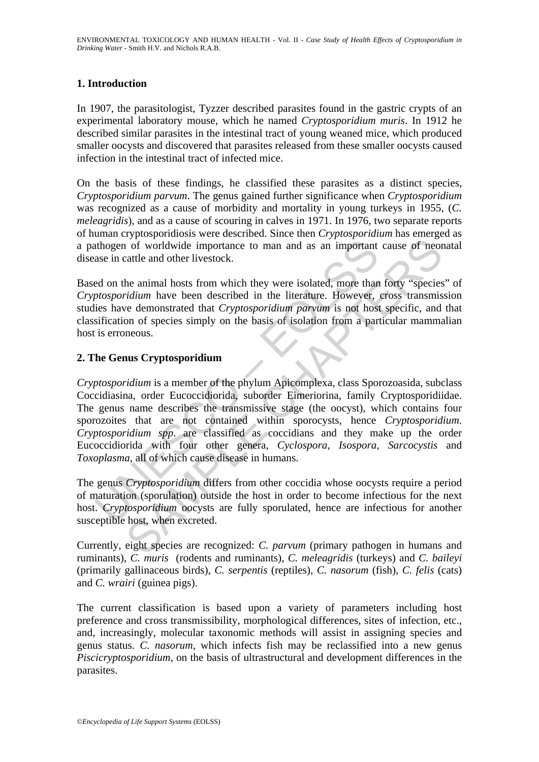## 1. Introduction

In 1907, the parasitologist, Tyzzer described parasites found in the gastric crypts of an experimental laboratory mouse, which he named *Cryptosporidium muris*. In 1912 he described similar parasites in the intestinal tract of young weaned mice, which produced smaller oocysts and discovered that parasites released from these smaller oocysts caused infection in the intestinal tract of infected mice.

On the basis of these findings, he classified these parasites as a distinct species, *Cryptosporidium parvum*. The genus gained further significance when *Cryptosporidium* was recognized as a cause of morbidity and mortality in young turkeys in 1955, (*C. meleagridis*), and as a cause of scouring in calves in 1971. In 1976, two separate reports of human cryptosporidiosis were described. Since then *Cryptosporidium* has emerged as a pathogen of worldwide importance to man and as an important cause of neonatal disease in cattle and other livestock.

Based on the animal hosts from which they were isolated, more than forty "species" of *Cryptosporidium* have been described in the literature. However, cross transmission studies have demonstrated that *Cryptosporidium parvum* is not host specific, and that classification of species simply on the basis of isolation from a particular mammalian host is erroneous.

## 2. The Genus Cryptosporidium

*Cryptosporidium* is a member of the phylum Apicomplexa, class Sporozoasida, subclass Coccidiasina, order Eucoccidiorida, suborder Eimeriorina, family Cryptosporidiidae. The genus name describes the transmissive stage (the oocyst), which contains four sporozoites that are not contained within sporocysts, hence *Cryptosporidium*. *Cryptosporidium spp*. are classified as coccidians and they make up the order Eucoccidiorida with four other genera, *Cyclospora*, *Isospora*, *Sarcocystis* and *Toxoplasma*, all of which cause disease in humans.

The genus *Cryptosporidium* differs from other coccidia whose oocysts require a period of maturation (sporulation) outside the host in order to become infectious for the next host. *Cryptosporidium* oocysts are fully sporulated, hence are infectious for another susceptible host, when excreted.

Currently, eight species are recognized: *C. parvum* (primary pathogen in humans and ruminants), *C. muris* (rodents and ruminants), *C. meleagridis* (turkeys) and *C. baileyi* (primarily gallinaceous birds), *C. serpentis* (reptiles), *C. nasorum* (fish), *C. felis* (cats) and *C. wrairi* (guinea pigs).

The current classification is based upon a variety of parameters including host preference and cross transmissibility, morphological differences, sites of infection, etc., and, increasingly, molecular taxonomic methods will assist in assigning species and genus status. *C. nasorum*, which infects fish may be reclassified into a new genus *Piscicryptosporidium*, on the basis of ultrastructural and development differences in the parasites.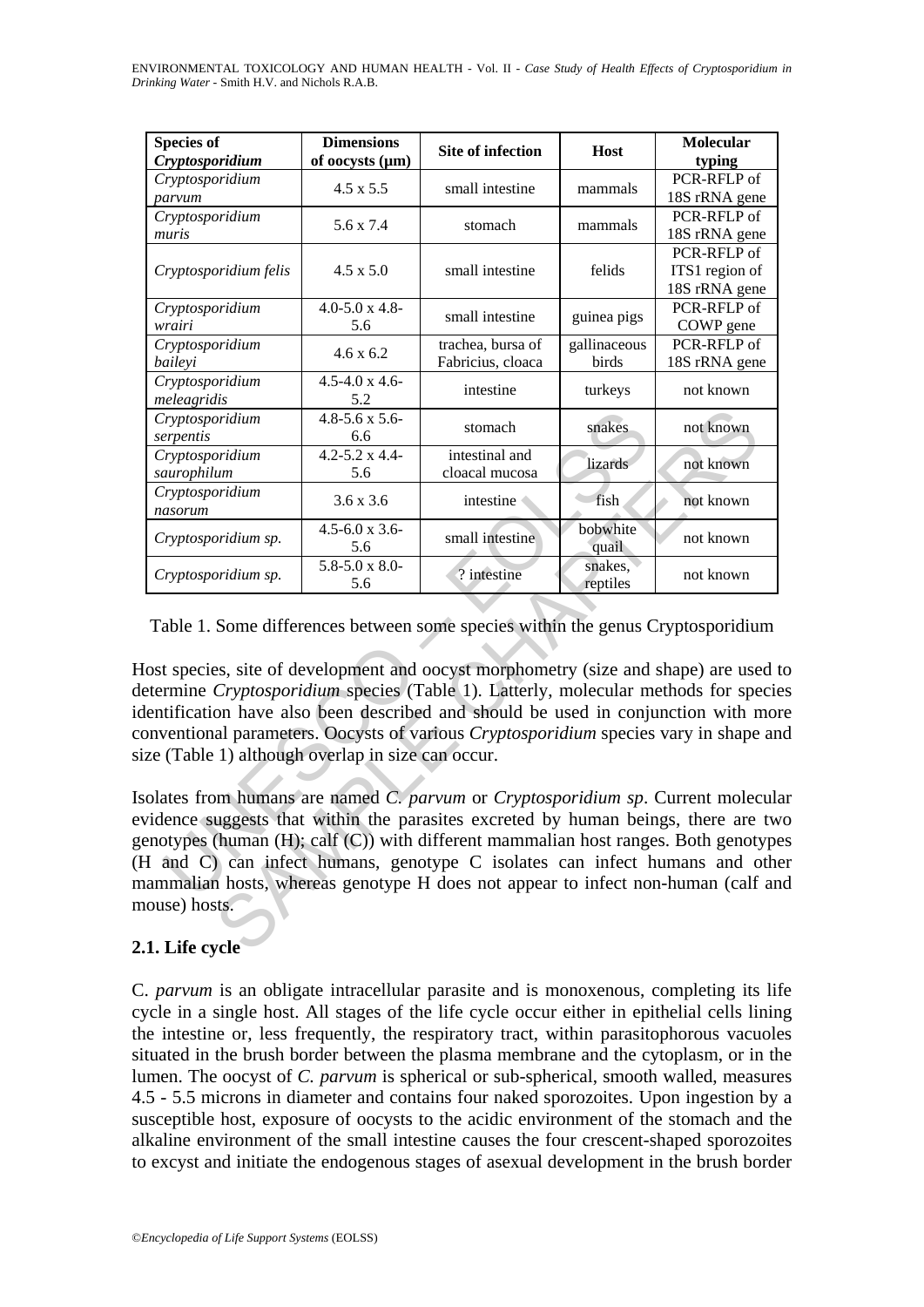| Species of *Cryptosporidium* | Dimensions of oocysts (μm) | Site of infection | Host | Molecular typing |
|---|---|---|---|---|
| *Cryptosporidium parvum* | 4.5 x 5.5 | small intestine | mammals | PCR-RFLP of 18S rRNA gene |
| *Cryptosporidium muris* | 5.6 x 7.4 | stomach | mammals | PCR-RFLP of 18S rRNA gene |
| *Cryptosporidium felis* | 4.5 x 5.0 | small intestine | felids | PCR-RFLP of ITS1 region of 18S rRNA gene |
| *Cryptosporidium wrairi* | 4.0-5.0 x 4.8-5.6 | small intestine | guinea pigs | PCR-RFLP of COWP gene |
| *Cryptosporidium baileyi* | 4.6 x 6.2 | trachea, bursa of Fabricius, cloaca | gallinaceous birds | PCR-RFLP of 18S rRNA gene |
| *Cryptosporidium meleagridis* | 4.5-4.0 x 4.6-5.2 | intestine | turkeys | not known |
| *Cryptosporidium serpentis* | 4.8-5.6 x 5.6-6.6 | stomach | snakes | not known |
| *Cryptosporidium saurophilum* | 4.2-5.2 x 4.4-5.6 | intestinal and cloacal mucosa | lizards | not known |
| *Cryptosporidium nasorum* | 3.6 x 3.6 | intestine | fish | not known |
| *Cryptosporidium sp.* | 4.5-6.0 x 3.6-5.6 | small intestine | bobwhite quail | not known |
| *Cryptosporidium sp.* | 5.8-5.0 x 8.0-5.6 | ? intestine | snakes, reptiles | not known |

Table 1. Some differences between some species within the genus Cryptosporidium

Host species, site of development and oocyst morphometry (size and shape) are used to determine *Cryptosporidium* species (Table 1). Latterly, molecular methods for species identification have also been described and should be used in conjunction with more conventional parameters. Oocysts of various *Cryptosporidium* species vary in shape and size (Table 1) although overlap in size can occur.

Isolates from humans are named *C. parvum* or *Cryptosporidium sp*. Current molecular evidence suggests that within the parasites excreted by human beings, there are two genotypes (human (H); calf (C)) with different mammalian host ranges. Both genotypes (H and C) can infect humans, genotype C isolates can infect humans and other mammalian hosts, whereas genotype H does not appear to infect non-human (calf and mouse) hosts.

## 2.1. Life cycle

C. *parvum* is an obligate intracellular parasite and is monoxenous, completing its life cycle in a single host. All stages of the life cycle occur either in epithelial cells lining the intestine or, less frequently, the respiratory tract, within parasitophorous vacuoles situated in the brush border between the plasma membrane and the cytoplasm, or in the lumen. The oocyst of *C. parvum* is spherical or sub-spherical, smooth walled, measures 4.5 - 5.5 microns in diameter and contains four naked sporozoites. Upon ingestion by a susceptible host, exposure of oocysts to the acidic environment of the stomach and the alkaline environment of the small intestine causes the four crescent-shaped sporozoites to excyst and initiate the endogenous stages of asexual development in the brush border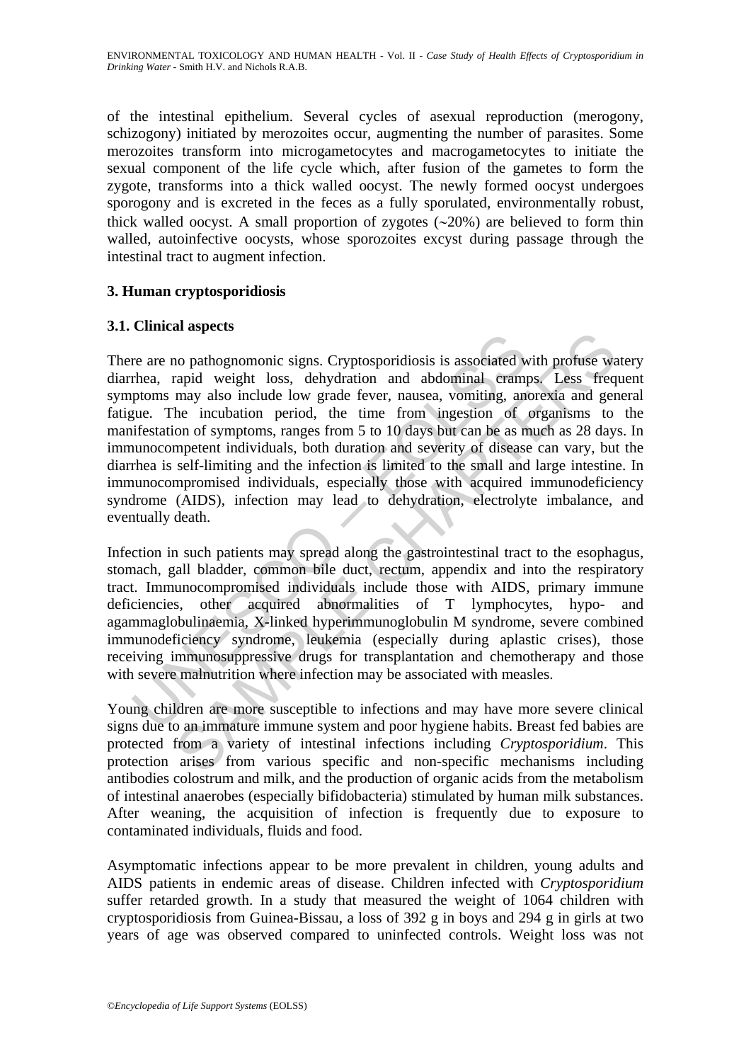of the intestinal epithelium. Several cycles of asexual reproduction (merogony, schizogony) initiated by merozoites occur, augmenting the number of parasites. Some merozoites transform into microgametocytes and macrogametocytes to initiate the sexual component of the life cycle which, after fusion of the gametes to form the zygote, transforms into a thick walled oocyst. The newly formed oocyst undergoes sporogony and is excreted in the feces as a fully sporulated, environmentally robust, thick walled oocyst. A small proportion of zygotes (~20%) are believed to form thin walled, autoinfective oocysts, whose sporozoites excyst during passage through the intestinal tract to augment infection.

## 3. Human cryptosporidiosis

### 3.1. Clinical aspects

There are no pathognomonic signs. Cryptosporidiosis is associated with profuse watery diarrhea, rapid weight loss, dehydration and abdominal cramps. Less frequent symptoms may also include low grade fever, nausea, vomiting, anorexia and general fatigue. The incubation period, the time from ingestion of organisms to the manifestation of symptoms, ranges from 5 to 10 days but can be as much as 28 days. In immunocompetent individuals, both duration and severity of disease can vary, but the diarrhea is self-limiting and the infection is limited to the small and large intestine. In immunocompromised individuals, especially those with acquired immunodeficiency syndrome (AIDS), infection may lead to dehydration, electrolyte imbalance, and eventually death.

Infection in such patients may spread along the gastrointestinal tract to the esophagus, stomach, gall bladder, common bile duct, rectum, appendix and into the respiratory tract. Immunocompromised individuals include those with AIDS, primary immune deficiencies, other acquired abnormalities of T lymphocytes, hypo- and agammaglobulinaemia, X-linked hyperimmunoglobulin M syndrome, severe combined immunodeficiency syndrome, leukemia (especially during aplastic crises), those receiving immunosuppressive drugs for transplantation and chemotherapy and those with severe malnutrition where infection may be associated with measles.

Young children are more susceptible to infections and may have more severe clinical signs due to an immature immune system and poor hygiene habits. Breast fed babies are protected from a variety of intestinal infections including *Cryptosporidium*. This protection arises from various specific and non-specific mechanisms including antibodies colostrum and milk, and the production of organic acids from the metabolism of intestinal anaerobes (especially bifidobacteria) stimulated by human milk substances. After weaning, the acquisition of infection is frequently due to exposure to contaminated individuals, fluids and food.

Asymptomatic infections appear to be more prevalent in children, young adults and AIDS patients in endemic areas of disease. Children infected with *Cryptosporidium* suffer retarded growth. In a study that measured the weight of 1064 children with cryptosporidiosis from Guinea-Bissau, a loss of 392 g in boys and 294 g in girls at two years of age was observed compared to uninfected controls. Weight loss was not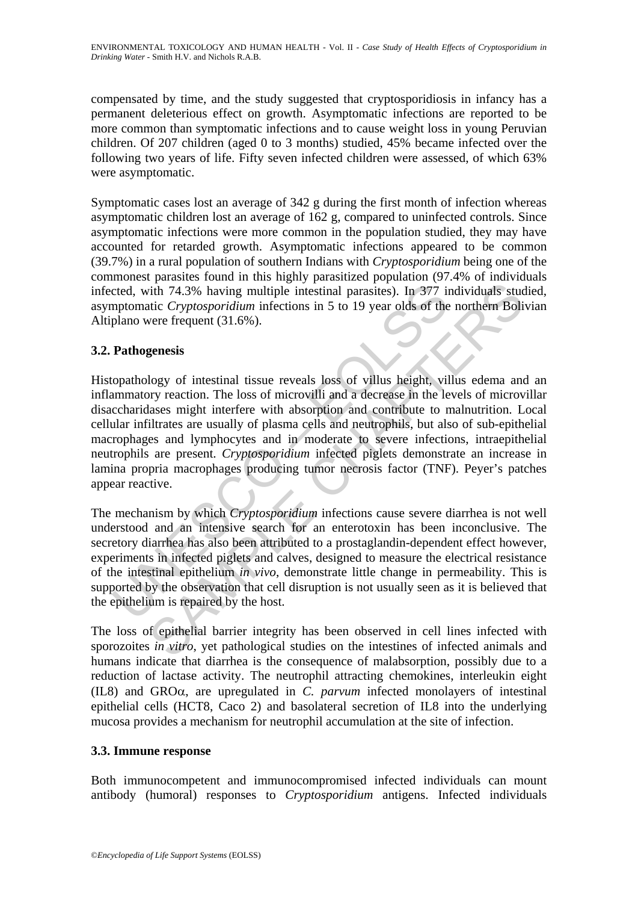compensated by time, and the study suggested that cryptosporidiosis in infancy has a permanent deleterious effect on growth. Asymptomatic infections are reported to be more common than symptomatic infections and to cause weight loss in young Peruvian children. Of 207 children (aged 0 to 3 months) studied, 45% became infected over the following two years of life. Fifty seven infected children were assessed, of which 63% were asymptomatic.

Symptomatic cases lost an average of 342 g during the first month of infection whereas asymptomatic children lost an average of 162 g, compared to uninfected controls. Since asymptomatic infections were more common in the population studied, they may have accounted for retarded growth. Asymptomatic infections appeared to be common (39.7%) in a rural population of southern Indians with *Cryptosporidium* being one of the commonest parasites found in this highly parasitized population (97.4% of individuals infected, with 74.3% having multiple intestinal parasites). In 377 individuals studied, asymptomatic *Cryptosporidium* infections in 5 to 19 year olds of the northern Bolivian Altiplano were frequent (31.6%).

### 3.2. Pathogenesis

Histopathology of intestinal tissue reveals loss of villus height, villus edema and an inflammatory reaction. The loss of microvilli and a decrease in the levels of microvillar disaccharidases might interfere with absorption and contribute to malnutrition. Local cellular infiltrates are usually of plasma cells and neutrophils, but also of sub-epithelial macrophages and lymphocytes and in moderate to severe infections, intraepithelial neutrophils are present. *Cryptosporidium* infected piglets demonstrate an increase in lamina propria macrophages producing tumor necrosis factor (TNF). Peyer's patches appear reactive.

The mechanism by which *Cryptosporidium* infections cause severe diarrhea is not well understood and an intensive search for an enterotoxin has been inconclusive. The secretory diarrhea has also been attributed to a prostaglandin-dependent effect however, experiments in infected piglets and calves, designed to measure the electrical resistance of the intestinal epithelium *in vivo*, demonstrate little change in permeability. This is supported by the observation that cell disruption is not usually seen as it is believed that the epithelium is repaired by the host.

The loss of epithelial barrier integrity has been observed in cell lines infected with sporozoites *in vitro*, yet pathological studies on the intestines of infected animals and humans indicate that diarrhea is the consequence of malabsorption, possibly due to a reduction of lactase activity. The neutrophil attracting chemokines, interleukin eight (IL8) and GRO$\alpha$, are upregulated in *C. parvum* infected monolayers of intestinal epithelial cells (HCT8, Caco 2) and basolateral secretion of IL8 into the underlying mucosa provides a mechanism for neutrophil accumulation at the site of infection.

### 3.3. Immune response

Both immunocompetent and immunocompromised infected individuals can mount antibody (humoral) responses to *Cryptosporidium* antigens. Infected individuals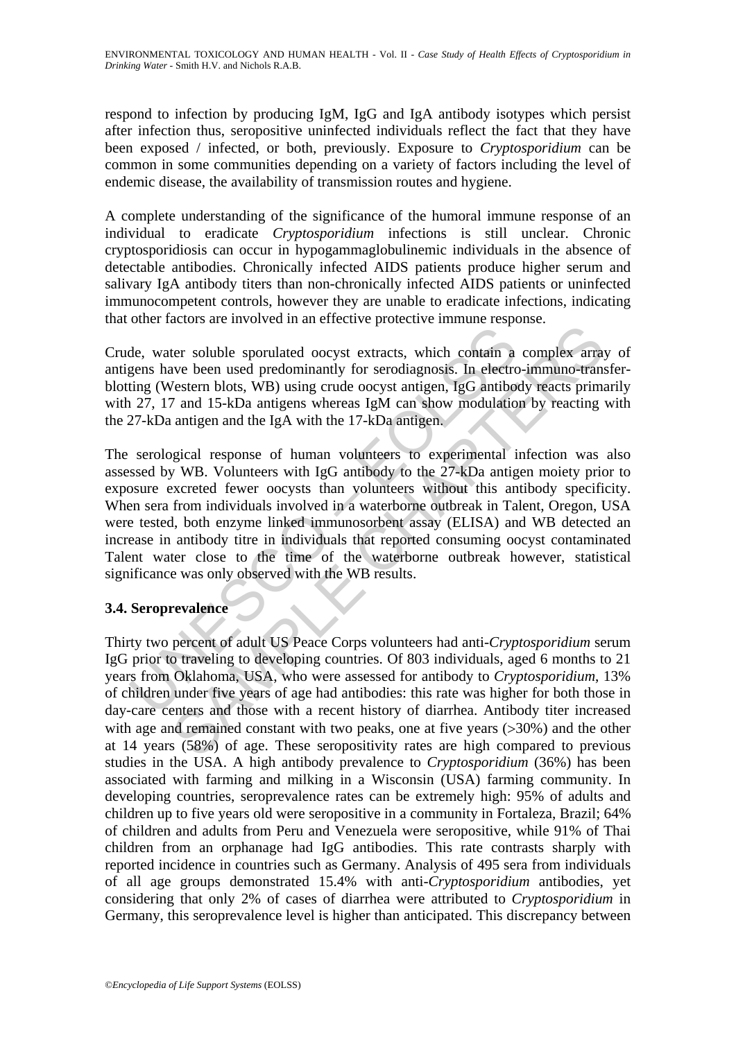respond to infection by producing IgM, IgG and IgA antibody isotypes which persist after infection thus, seropositive uninfected individuals reflect the fact that they have been exposed / infected, or both, previously. Exposure to *Cryptosporidium* can be common in some communities depending on a variety of factors including the level of endemic disease, the availability of transmission routes and hygiene.

A complete understanding of the significance of the humoral immune response of an individual to eradicate *Cryptosporidium* infections is still unclear. Chronic cryptosporidiosis can occur in hypogammaglobulinemic individuals in the absence of detectable antibodies. Chronically infected AIDS patients produce higher serum and salivary IgA antibody titers than non-chronically infected AIDS patients or uninfected immunocompetent controls, however they are unable to eradicate infections, indicating that other factors are involved in an effective protective immune response.

Crude, water soluble sporulated oocyst extracts, which contain a complex array of antigens have been used predominantly for serodiagnosis. In electro-immuno-transfer-blotting (Western blots, WB) using crude oocyst antigen, IgG antibody reacts primarily with 27, 17 and 15-kDa antigens whereas IgM can show modulation by reacting with the 27-kDa antigen and the IgA with the 17-kDa antigen.

The serological response of human volunteers to experimental infection was also assessed by WB. Volunteers with IgG antibody to the 27-kDa antigen moiety prior to exposure excreted fewer oocysts than volunteers without this antibody specificity. When sera from individuals involved in a waterborne outbreak in Talent, Oregon, USA were tested, both enzyme linked immunosorbent assay (ELISA) and WB detected an increase in antibody titre in individuals that reported consuming oocyst contaminated Talent water close to the time of the waterborne outbreak however, statistical significance was only observed with the WB results.

### 3.4. Seroprevalence

Thirty two percent of adult US Peace Corps volunteers had anti-*Cryptosporidium* serum IgG prior to traveling to developing countries. Of 803 individuals, aged 6 months to 21 years from Oklahoma, USA, who were assessed for antibody to *Cryptosporidium*, 13% of children under five years of age had antibodies: this rate was higher for both those in day-care centers and those with a recent history of diarrhea. Antibody titer increased with age and remained constant with two peaks, one at five years (>30%) and the other at 14 years (58%) of age. These seropositivity rates are high compared to previous studies in the USA. A high antibody prevalence to *Cryptosporidium* (36%) has been associated with farming and milking in a Wisconsin (USA) farming community. In developing countries, seroprevalence rates can be extremely high: 95% of adults and children up to five years old were seropositive in a community in Fortaleza, Brazil; 64% of children and adults from Peru and Venezuela were seropositive, while 91% of Thai children from an orphanage had IgG antibodies. This rate contrasts sharply with reported incidence in countries such as Germany. Analysis of 495 sera from individuals of all age groups demonstrated 15.4% with anti-*Cryptosporidium* antibodies, yet considering that only 2% of cases of diarrhea were attributed to *Cryptosporidium* in Germany, this seroprevalence level is higher than anticipated. This discrepancy between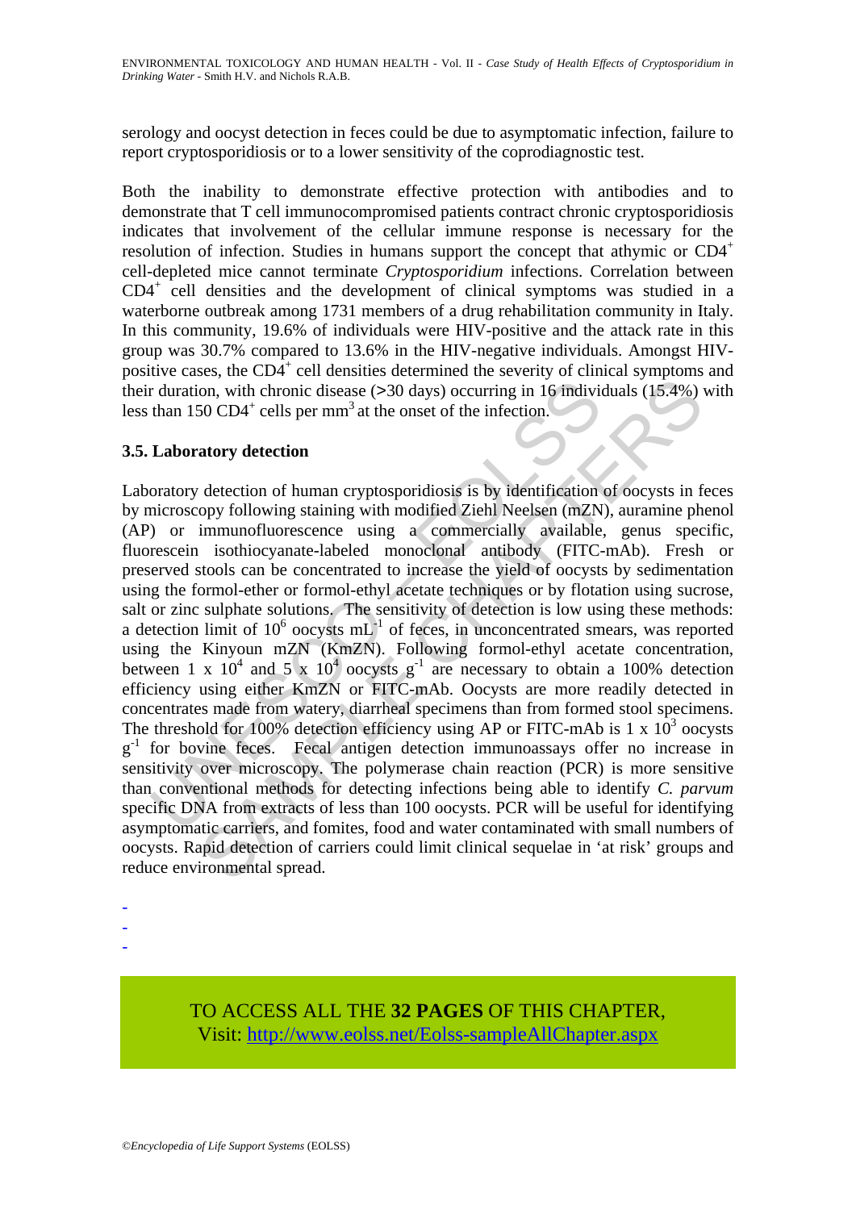serology and oocyst detection in feces could be due to asymptomatic infection, failure to report cryptosporidiosis or to a lower sensitivity of the coprodiagnostic test.

Both the inability to demonstrate effective protection with antibodies and to demonstrate that T cell immunocompromised patients contract chronic cryptosporidiosis indicates that involvement of the cellular immune response is necessary for the resolution of infection. Studies in humans support the concept that athymic or $CD4^+$ cell-depleted mice cannot terminate *Cryptosporidium* infections. Correlation between $CD4^+$ cell densities and the development of clinical symptoms was studied in a waterborne outbreak among 1731 members of a drug rehabilitation community in Italy. In this community, 19.6% of individuals were HIV-positive and the attack rate in this group was 30.7% compared to 13.6% in the HIV-negative individuals. Amongst HIV-positive cases, the $CD4^+$ cell densities determined the severity of clinical symptoms and their duration, with chronic disease (>30 days) occurring in 16 individuals (15.4%) with less than 150 $CD4^+$ cells per $mm^3$ at the onset of the infection.

### 3.5. Laboratory detection

Laboratory detection of human cryptosporidiosis is by identification of oocysts in feces by microscopy following staining with modified Ziehl Neelsen (mZN), auramine phenol (AP) or immunofluorescence using a commercially available, genus specific, fluorescein isothiocyanate-labeled monoclonal antibody (FITC-mAb). Fresh or preserved stools can be concentrated to increase the yield of oocysts by sedimentation using the formol-ether or formol-ethyl acetate techniques or by flotation using sucrose, salt or zinc sulphate solutions. The sensitivity of detection is low using these methods: a detection limit of $10^6$ oocysts $mL^{-1}$ of feces, in unconcentrated smears, was reported using the Kinyoun mZN (KmZN). Following formol-ethyl acetate concentration, between $1 \times 10^4$ and $5 \times 10^4$ oocysts $g^{-1}$ are necessary to obtain a 100% detection efficiency using either KmZN or FITC-mAb. Oocysts are more readily detected in concentrates made from watery, diarrheal specimens than from formed stool specimens. The threshold for 100% detection efficiency using AP or FITC-mAb is $1 \times 10^3$ oocysts $g^{-1}$ for bovine feces. Fecal antigen detection immunoassays offer no increase in sensitivity over microscopy. The polymerase chain reaction (PCR) is more sensitive than conventional methods for detecting infections being able to identify *C. parvum* specific DNA from extracts of less than 100 oocysts. PCR will be useful for identifying asymptomatic carriers, and fomites, food and water contaminated with small numbers of oocysts. Rapid detection of carriers could limit clinical sequelae in 'at risk' groups and reduce environmental spread.

-
-
-

TO ACCESS ALL THE **32 PAGES** OF THIS CHAPTER,
Visit: [http://www.eolss.net/Eolss-sampleAllChapter.aspx](http://www.eolss.net/Eolss-sampleAllChapter.aspx)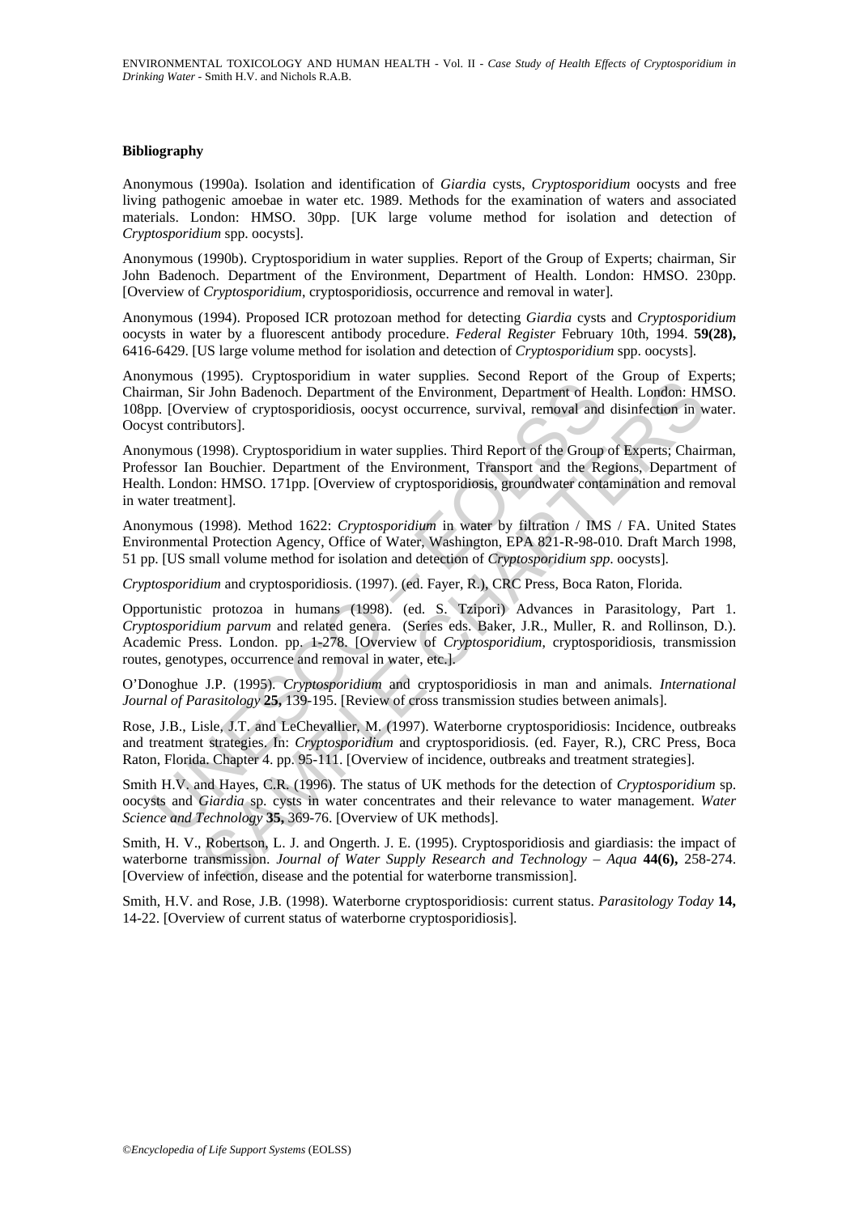### Bibliography

Anonymous (1990a). Isolation and identification of *Giardia* cysts, *Cryptosporidium* oocysts and free living pathogenic amoebae in water etc. 1989. Methods for the examination of waters and associated materials. London: HMSO. 30pp. [UK large volume method for isolation and detection of *Cryptosporidium* spp. oocysts].

Anonymous (1990b). Cryptosporidium in water supplies. Report of the Group of Experts; chairman, Sir John Badenoch. Department of the Environment, Department of Health. London: HMSO. 230pp. [Overview of *Cryptosporidium*, cryptosporidiosis, occurrence and removal in water].

Anonymous (1994). Proposed ICR protozoan method for detecting *Giardia* cysts and *Cryptosporidium* oocysts in water by a fluorescent antibody procedure. *Federal Register* February 10th, 1994. **59(28),** 6416-6429. [US large volume method for isolation and detection of *Cryptosporidium* spp. oocysts].

Anonymous (1995). Cryptosporidium in water supplies. Second Report of the Group of Experts; Chairman, Sir John Badenoch. Department of the Environment, Department of Health. London: HMSO. 108pp. [Overview of cryptosporidiosis, oocyst occurrence, survival, removal and disinfection in water. Oocyst contributors].

Anonymous (1998). Cryptosporidium in water supplies. Third Report of the Group of Experts; Chairman, Professor Ian Bouchier. Department of the Environment, Transport and the Regions, Department of Health. London: HMSO. 171pp. [Overview of cryptosporidiosis, groundwater contamination and removal in water treatment].

Anonymous (1998). Method 1622: *Cryptosporidium* in water by filtration / IMS / FA. United States Environmental Protection Agency, Office of Water, Washington, EPA 821-R-98-010. Draft March 1998, 51 pp. [US small volume method for isolation and detection of *Cryptosporidium spp*. oocysts].

*Cryptosporidium* and cryptosporidiosis. (1997). (ed. Fayer, R.), CRC Press, Boca Raton, Florida.

Opportunistic protozoa in humans (1998). (ed. S. Tzipori) Advances in Parasitology, Part 1. *Cryptosporidium parvum* and related genera. (Series eds. Baker, J.R., Muller, R. and Rollinson, D.). Academic Press. London. pp. 1-278. [Overview of *Cryptosporidium*, cryptosporidiosis, transmission routes, genotypes, occurrence and removal in water, etc.].

O'Donoghue J.P. (1995). *Cryptosporidium* and cryptosporidiosis in man and animals. *International Journal of Parasitology* **25,** 139-195. [Review of cross transmission studies between animals].

Rose, J.B., Lisle, J.T. and LeChevallier, M. (1997). Waterborne cryptosporidiosis: Incidence, outbreaks and treatment strategies. In: *Cryptosporidium* and cryptosporidiosis. (ed. Fayer, R.), CRC Press, Boca Raton, Florida. Chapter 4. pp. 95-111. [Overview of incidence, outbreaks and treatment strategies].

Smith H.V. and Hayes, C.R. (1996). The status of UK methods for the detection of *Cryptosporidium* sp. oocysts and *Giardia* sp. cysts in water concentrates and their relevance to water management. *Water Science and Technology* **35,** 369-76. [Overview of UK methods].

Smith, H. V., Robertson, L. J. and Ongerth. J. E. (1995). Cryptosporidiosis and giardiasis: the impact of waterborne transmission. *Journal of Water Supply Research and Technology – Aqua* **44(6),** 258-274. [Overview of infection, disease and the potential for waterborne transmission].

Smith, H.V. and Rose, J.B. (1998). Waterborne cryptosporidiosis: current status. *Parasitology Today* **14,** 14-22. [Overview of current status of waterborne cryptosporidiosis].